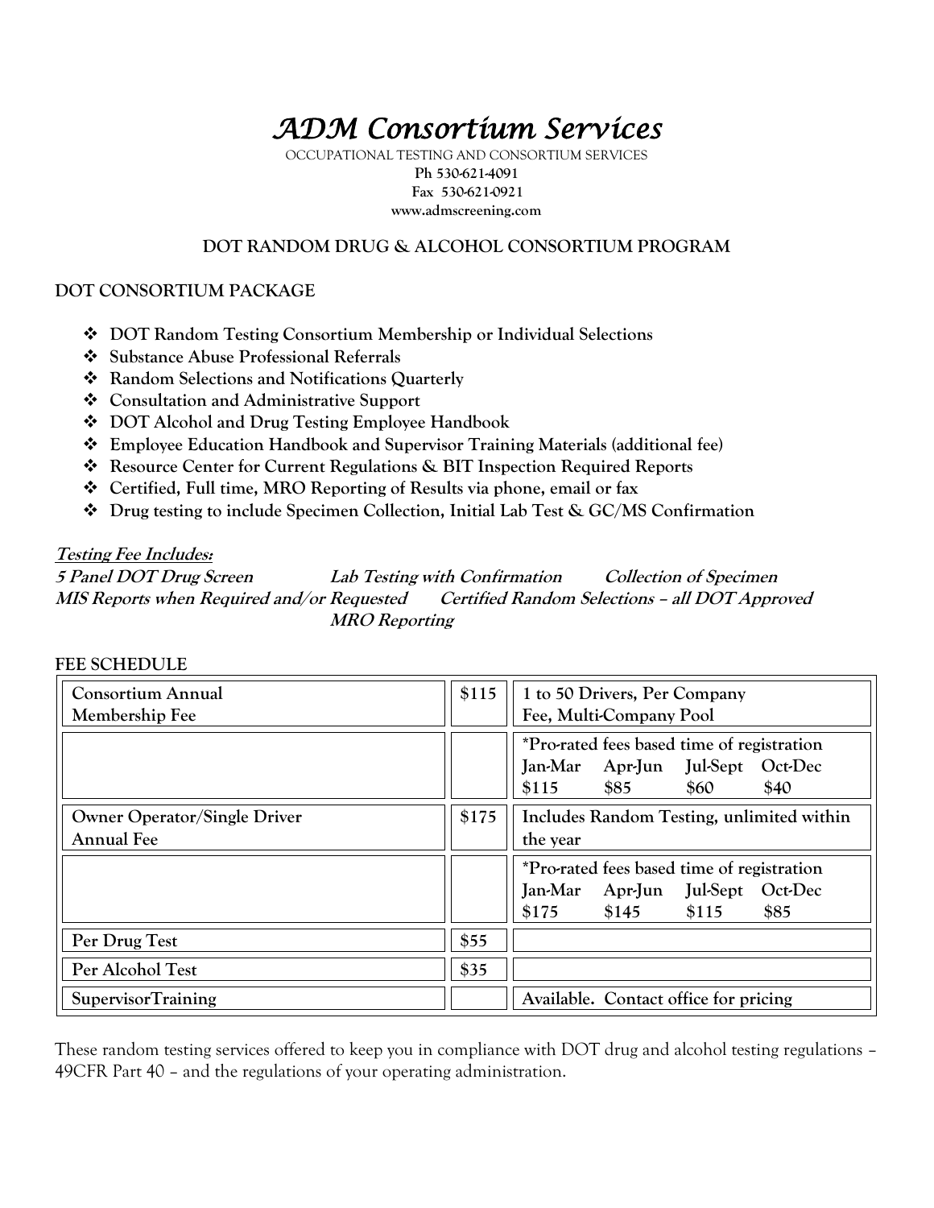# *ADM Consortium Services*

OCCUPATIONAL TESTING AND CONSORTIUM SERVICES

**Ph 530-621-4091**

**Fax 530-621-0921**

**www.admscreening.com**

## DOT RANDOM DRUG & ALCOHOL CONSORTIUM PROGRAM

### DOT CONSORTIUM PACKAGE

- **DOT Random Testing Consortium Membership or Individual Selections**
- **Substance Abuse Professional Referrals**
- **Random Selections and Notifications Quarterly**
- **Consultation and Administrative Support**
- **DOT Alcohol and Drug Testing Employee Handbook**
- **Employee Education Handbook and Supervisor Training Materials (additional fee)**
- **Resource Center for Current Regulations & BIT Inspection Required Reports**
- **Certified, Full time, MRO Reporting of Results via phone, email or fax**
- **Drug testing to include Specimen Collection, Initial Lab Test & GC/MS Confirmation**

***Testing Fee Includes:***

***5 Panel DOT Drug Screen*** ***Lab Testing with Confirmation*** ***Collection of Specimen***
***MIS Reports when Required and/or Requested*** ***Certified Random Selections – all DOT Approved***
***MRO Reporting***

**FEE SCHEDULE**

| | | |
|---|---|---|
| Consortium Annual Membership Fee | $115 | 1 to 50 Drivers, Per Company Fee, Multi-Company Pool |
| | | *Pro-rated fees based time of registration<br>Jan-Mar $115 · Apr-Jun $85 · Jul-Sept $60 · Oct-Dec $40 |
| Owner Operator/Single Driver Annual Fee | $175 | Includes Random Testing, unlimited within the year |
| | | *Pro-rated fees based time of registration<br>Jan-Mar $175 · Apr-Jun $145 · Jul-Sept $115 · Oct-Dec $85 |
| Per Drug Test | $55 | |
| Per Alcohol Test | $35 | |
| SupervisorTraining | | Available. Contact office for pricing |

These random testing services offered to keep you in compliance with DOT drug and alcohol testing regulations – 49CFR Part 40 – and the regulations of your operating administration.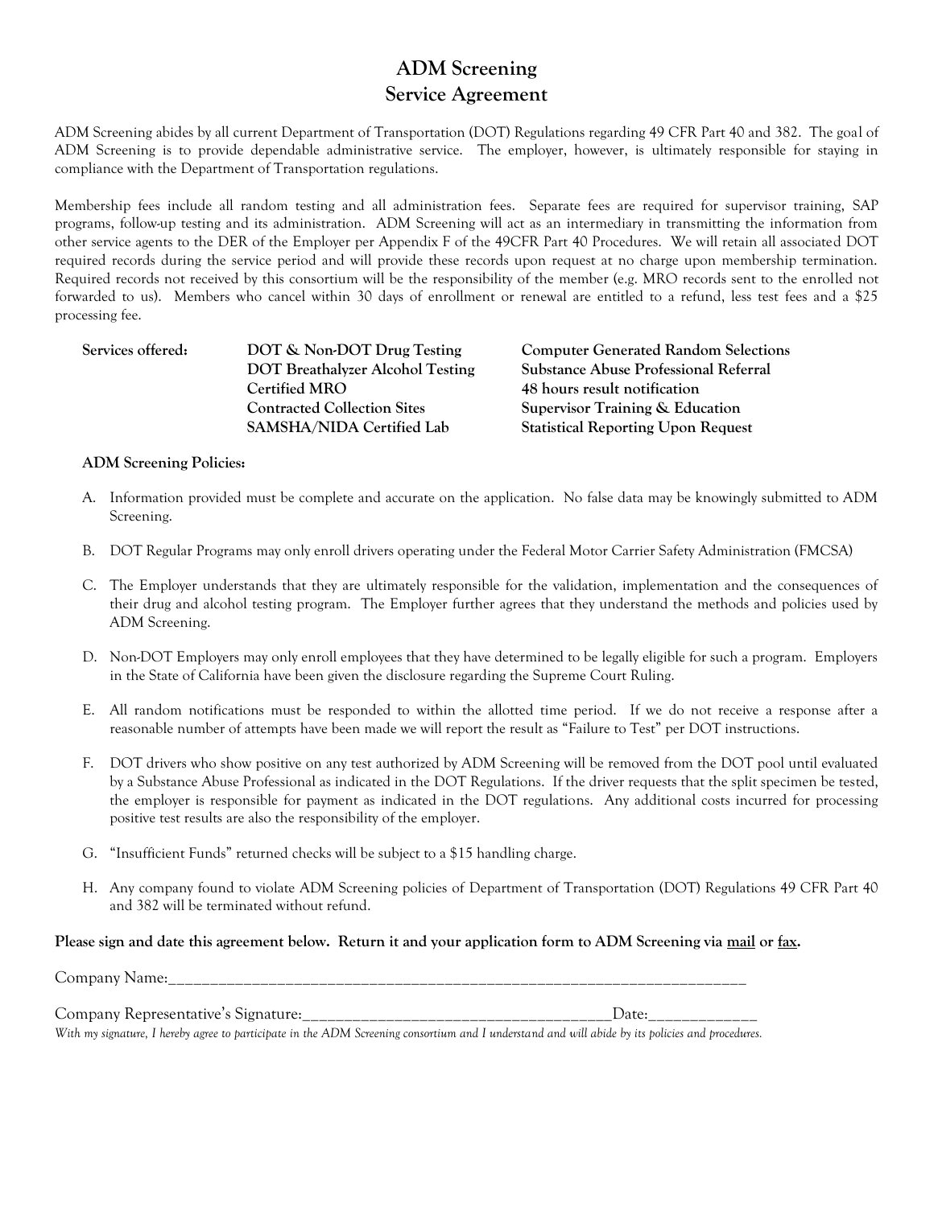# ADM Screening
# Service Agreement

ADM Screening abides by all current Department of Transportation (DOT) Regulations regarding 49 CFR Part 40 and 382. The goal of ADM Screening is to provide dependable administrative service. The employer, however, is ultimately responsible for staying in compliance with the Department of Transportation regulations.

Membership fees include all random testing and all administration fees. Separate fees are required for supervisor training, SAP programs, follow-up testing and its administration. ADM Screening will act as an intermediary in transmitting the information from other service agents to the DER of the Employer per Appendix F of the 49CFR Part 40 Procedures. We will retain all associated DOT required records during the service period and will provide these records upon request at no charge upon membership termination. Required records not received by this consortium will be the responsibility of the member (e.g. MRO records sent to the enrolled not forwarded to us). Members who cancel within 30 days of enrollment or renewal are entitled to a refund, less test fees and a $25 processing fee.

| **Services offered:** | **DOT & Non-DOT Drug Testing** | **Computer Generated Random Selections** |
|---|---|---|
| | **DOT Breathalyzer Alcohol Testing** | **Substance Abuse Professional Referral** |
| | **Certified MRO** | **48 hours result notification** |
| | **Contracted Collection Sites** | **Supervisor Training & Education** |
| | **SAMSHA/NIDA Certified Lab** | **Statistical Reporting Upon Request** |

**ADM Screening Policies:**

A. Information provided must be complete and accurate on the application. No false data may be knowingly submitted to ADM Screening.

B. DOT Regular Programs may only enroll drivers operating under the Federal Motor Carrier Safety Administration (FMCSA)

C. The Employer understands that they are ultimately responsible for the validation, implementation and the consequences of their drug and alcohol testing program. The Employer further agrees that they understand the methods and policies used by ADM Screening.

D. Non-DOT Employers may only enroll employees that they have determined to be legally eligible for such a program. Employers in the State of California have been given the disclosure regarding the Supreme Court Ruling.

E. All random notifications must be responded to within the allotted time period. If we do not receive a response after a reasonable number of attempts have been made we will report the result as "Failure to Test" per DOT instructions.

F. DOT drivers who show positive on any test authorized by ADM Screening will be removed from the DOT pool until evaluated by a Substance Abuse Professional as indicated in the DOT Regulations. If the driver requests that the split specimen be tested, the employer is responsible for payment as indicated in the DOT regulations. Any additional costs incurred for processing positive test results are also the responsibility of the employer.

G. "Insufficient Funds" returned checks will be subject to a $15 handling charge.

H. Any company found to violate ADM Screening policies of Department of Transportation (DOT) Regulations 49 CFR Part 40 and 382 will be terminated without refund.

**Please sign and date this agreement below. Return it and your application form to ADM Screening via <u>mail</u> or <u>fax</u>.**

Company Name:___________________________________________________________________________

Company Representative's Signature:_______________________________________Date:_____________

*With my signature, I hereby agree to participate in the ADM Screening consortium and I understand and will abide by its policies and procedures.*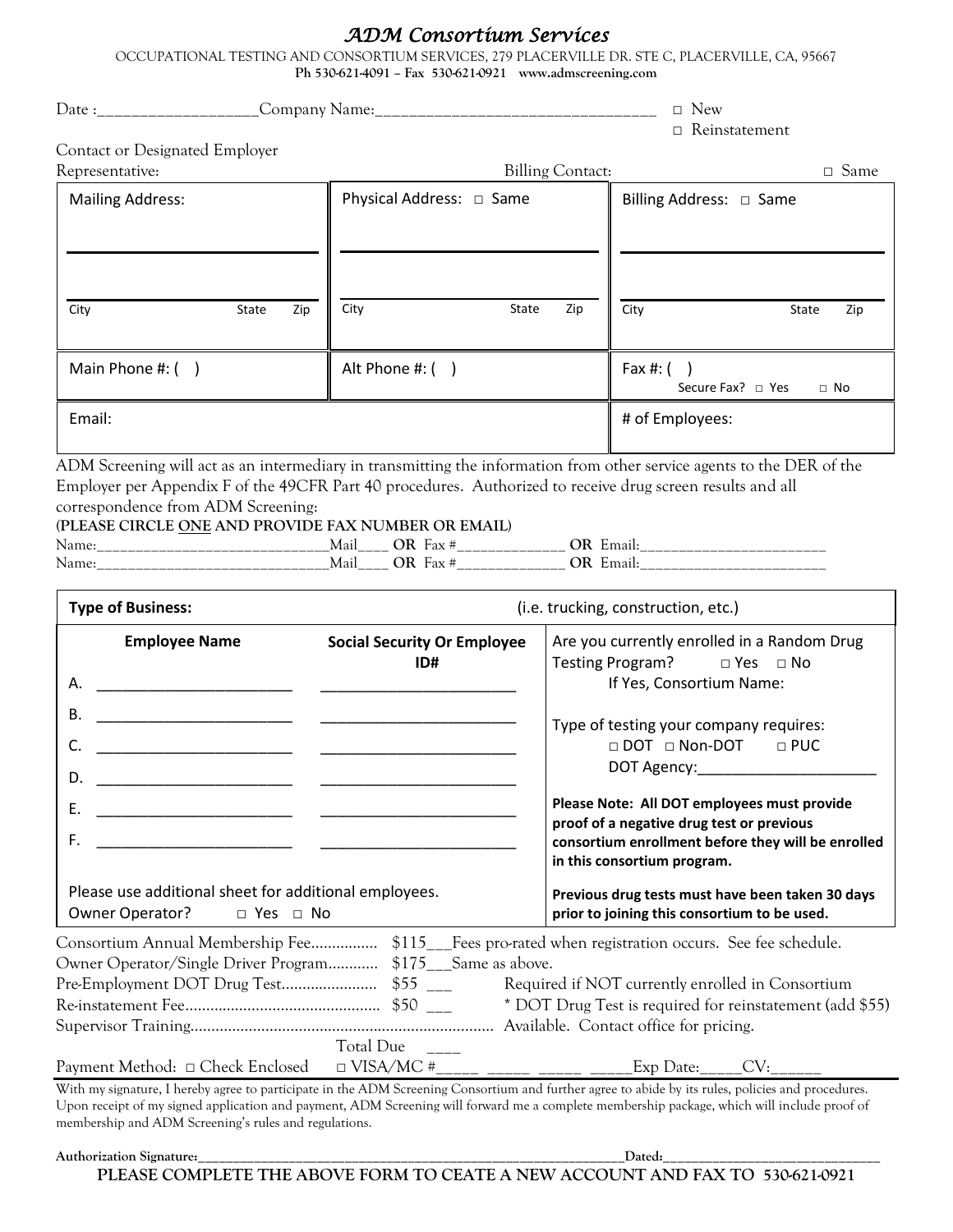# *ADM Consortium Services*

OCCUPATIONAL TESTING AND CONSORTIUM SERVICES, 279 PLACERVILLE DR. STE C, PLACERVILLE, CA, 95667
**Ph 530-621-4091 – Fax 530-621-0921 www.admscreening.com**

Date :___________________Company Name:___________________________________ □ New □ Reinstatement

Contact or Designated Employer Representative: Billing Contact: □ Same

| Mailing Address: | Physical Address: □ Same | Billing Address: □ Same |
|---|---|---|
| City State Zip | City State Zip | City State Zip |
| Main Phone #: ( ) | Alt Phone #: ( ) | Fax #: ( ) Secure Fax? □ Yes □ No |
| Email: | | # of Employees: |

ADM Screening will act as an intermediary in transmitting the information from other service agents to the DER of the Employer per Appendix F of the 49CFR Part 40 procedures. Authorized to receive drug screen results and all correspondence from ADM Screening:

**(PLEASE CIRCLE ONE AND PROVIDE FAX NUMBER OR EMAIL)**

Name:______________________________Mail____ **OR** Fax #______________ **OR** Email:________________________

Name:______________________________Mail____ **OR** Fax #______________ **OR** Email:________________________

**Type of Business:** (i.e. trucking, construction, etc.)

| **Employee Name** | **Social Security Or Employee ID#** |
|---|---|
| A. ________________________ | ________________________ |
| B. ________________________ | ________________________ |
| C. ________________________ | ________________________ |
| D. ________________________ | ________________________ |
| E. ________________________ | ________________________ |
| F. ________________________ | ________________________ |

Please use additional sheet for additional employees.

Owner Operator? □ Yes □ No

Are you currently enrolled in a Random Drug Testing Program? □ Yes □ No
If Yes, Consortium Name:

Type of testing your company requires:
□ DOT □ Non-DOT □ PUC
DOT Agency:______________________

**Please Note: All DOT employees must provide proof of a negative drug test or previous consortium enrollment before they will be enrolled in this consortium program.**

**Previous drug tests must have been taken 30 days prior to joining this consortium to be used.**

Consortium Annual Membership Fee................ $115___Fees pro-rated when registration occurs. See fee schedule.
Owner Operator/Single Driver Program............ $175___Same as above.
Pre-Employment DOT Drug Test....................... $55 ___ Required if NOT currently enrolled in Consortium
Re-instatement Fee.............................................. $50 ___ * DOT Drug Test is required for reinstatement (add $55)
Supervisor Training......................................................................... Available. Contact office for pricing.
Total Due ____

Payment Method: □ Check Enclosed □ VISA/MC #_____ _____ _____ _____Exp Date:_____CV:______

With my signature, I hereby agree to participate in the ADM Screening Consortium and further agree to abide by its rules, policies and procedures. Upon receipt of my signed application and payment, ADM Screening will forward me a complete membership package, which will include proof of membership and ADM Screening's rules and regulations.

**Authorization Signature:**__________________________________________________________**Dated:**_______________________________

**PLEASE COMPLETE THE ABOVE FORM TO CEATE A NEW ACCOUNT AND FAX TO 530-621-0921**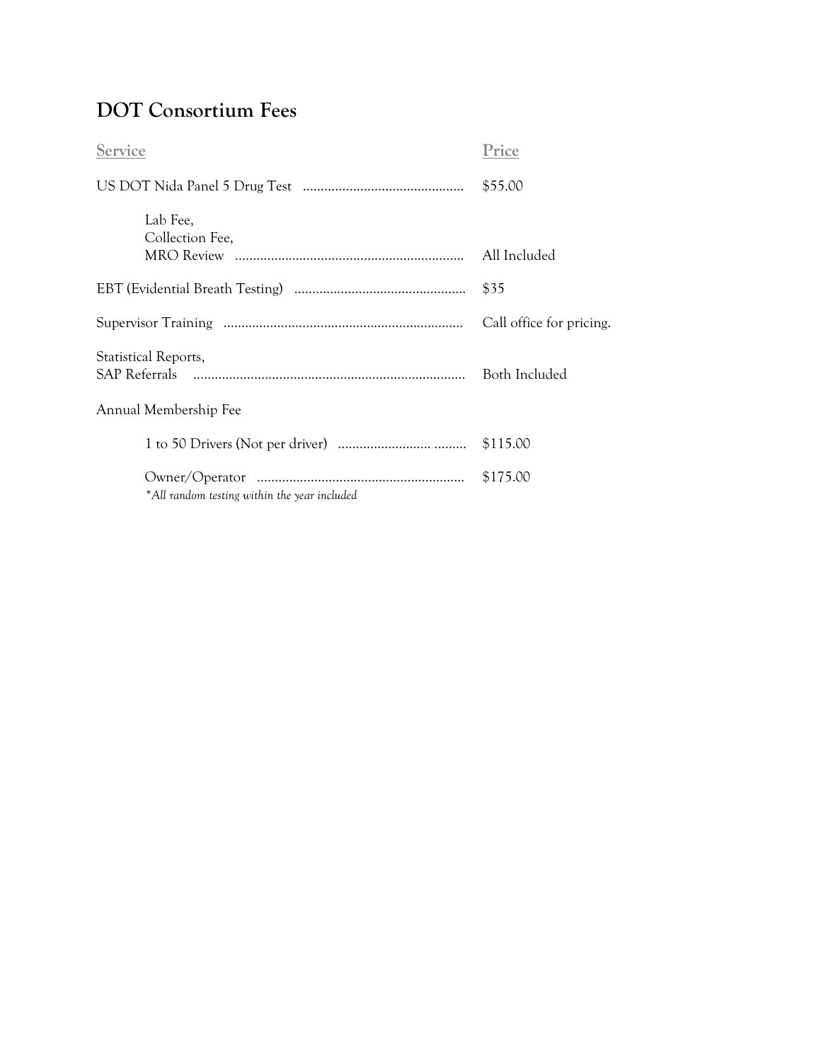## DOT Consortium Fees

| Service | Price |
|---|---|
| US DOT Nida Panel 5 Drug Test | $55.00 |
| Lab Fee, Collection Fee, MRO Review | All Included |
| EBT (Evidential Breath Testing) | $35 |
| Supervisor Training | Call office for pricing. |
| Statistical Reports, SAP Referrals | Both Included |
| Annual Membership Fee | |
| 1 to 50 Drivers (Not per driver) | $115.00 |
| Owner/Operator | $175.00 |

*\*All random testing within the year included*